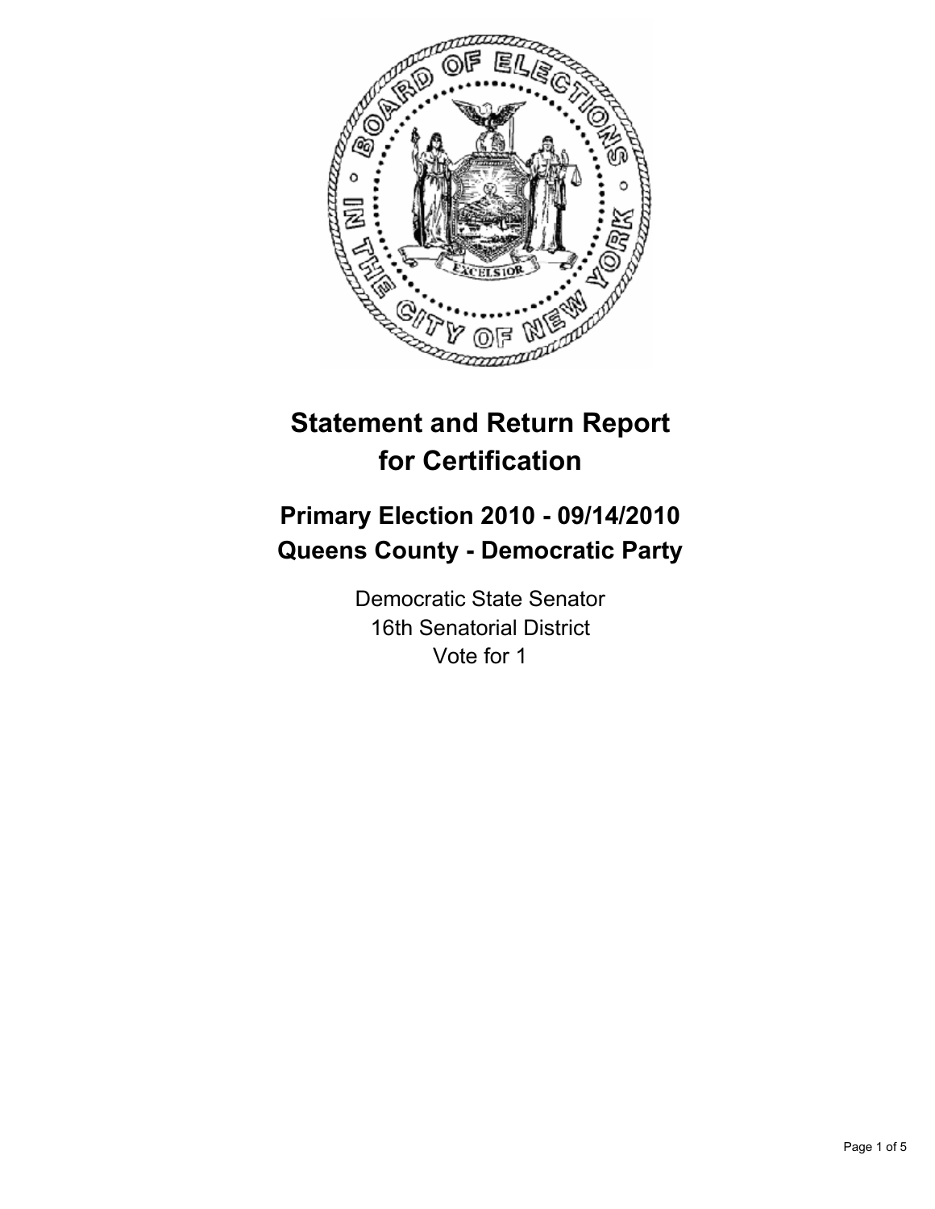# Statement and Return Report for Certification

## Primary Election 2010 - 09/14/2010
## Queens County - Democratic Party

Democratic State Senator
16th Senatorial District
Vote for 1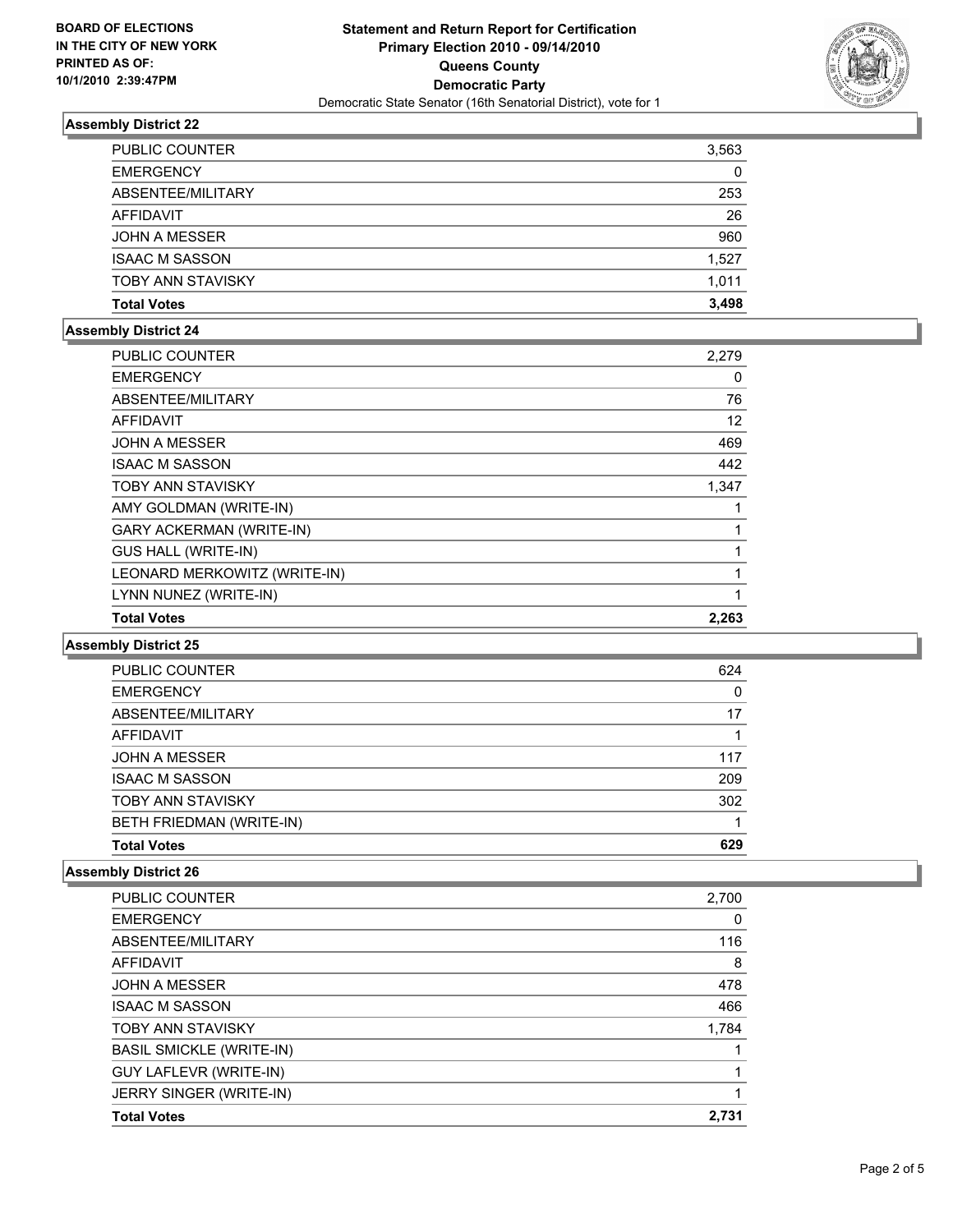**BOARD OF ELECTIONS IN THE CITY OF NEW YORK PRINTED AS OF: 10/1/2010 2:39:47PM**

# Statement and Return Report for Certification
## Primary Election 2010 - 09/14/2010
## Queens County
## Democratic Party
Democratic State Senator (16th Senatorial District), vote for 1

### Assembly District 22

| | |
|---|---|
| PUBLIC COUNTER | 3,563 |
| EMERGENCY | 0 |
| ABSENTEE/MILITARY | 253 |
| AFFIDAVIT | 26 |
| JOHN A MESSER | 960 |
| ISAAC M SASSON | 1,527 |
| TOBY ANN STAVISKY | 1,011 |
| **Total Votes** | **3,498** |

### Assembly District 24

| | |
|---|---|
| PUBLIC COUNTER | 2,279 |
| EMERGENCY | 0 |
| ABSENTEE/MILITARY | 76 |
| AFFIDAVIT | 12 |
| JOHN A MESSER | 469 |
| ISAAC M SASSON | 442 |
| TOBY ANN STAVISKY | 1,347 |
| AMY GOLDMAN (WRITE-IN) | 1 |
| GARY ACKERMAN (WRITE-IN) | 1 |
| GUS HALL (WRITE-IN) | 1 |
| LEONARD MERKOWITZ (WRITE-IN) | 1 |
| LYNN NUNEZ (WRITE-IN) | 1 |
| **Total Votes** | **2,263** |

### Assembly District 25

| | |
|---|---|
| PUBLIC COUNTER | 624 |
| EMERGENCY | 0 |
| ABSENTEE/MILITARY | 17 |
| AFFIDAVIT | 1 |
| JOHN A MESSER | 117 |
| ISAAC M SASSON | 209 |
| TOBY ANN STAVISKY | 302 |
| BETH FRIEDMAN (WRITE-IN) | 1 |
| **Total Votes** | **629** |

### Assembly District 26

| | |
|---|---|
| PUBLIC COUNTER | 2,700 |
| EMERGENCY | 0 |
| ABSENTEE/MILITARY | 116 |
| AFFIDAVIT | 8 |
| JOHN A MESSER | 478 |
| ISAAC M SASSON | 466 |
| TOBY ANN STAVISKY | 1,784 |
| BASIL SMICKLE (WRITE-IN) | 1 |
| GUY LAFLEVR (WRITE-IN) | 1 |
| JERRY SINGER (WRITE-IN) | 1 |
| **Total Votes** | **2,731** |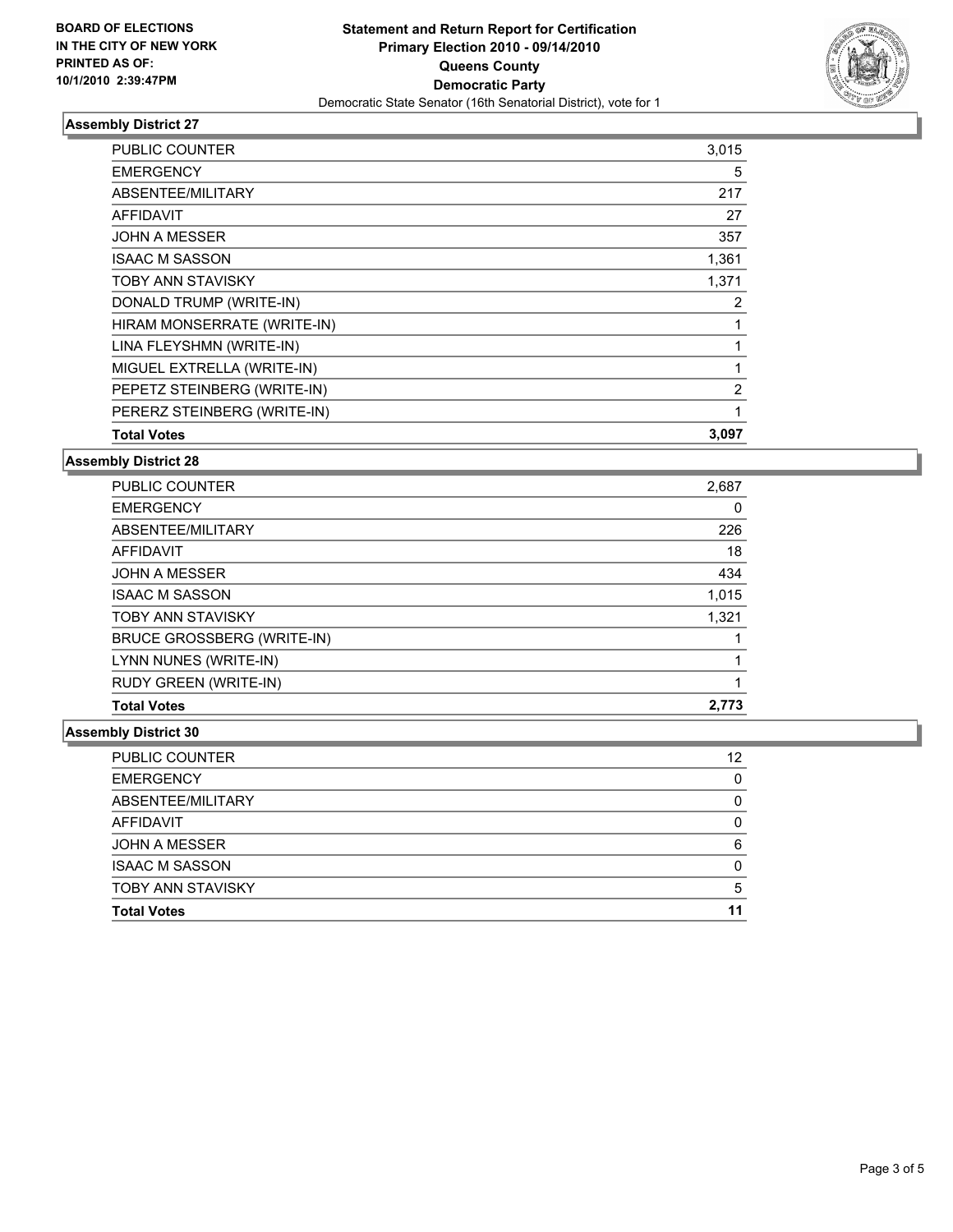**BOARD OF ELECTIONS IN THE CITY OF NEW YORK PRINTED AS OF: 10/1/2010 2:39:47PM**

**Statement and Return Report for Certification**
**Primary Election 2010 - 09/14/2010**
**Queens County**
**Democratic Party**
Democratic State Senator (16th Senatorial District), vote for 1

### Assembly District 27

| | |
|---|---|
| PUBLIC COUNTER | 3,015 |
| EMERGENCY | 5 |
| ABSENTEE/MILITARY | 217 |
| AFFIDAVIT | 27 |
| JOHN A MESSER | 357 |
| ISAAC M SASSON | 1,361 |
| TOBY ANN STAVISKY | 1,371 |
| DONALD TRUMP (WRITE-IN) | 2 |
| HIRAM MONSERRATE (WRITE-IN) | 1 |
| LINA FLEYSHMN (WRITE-IN) | 1 |
| MIGUEL EXTRELLA (WRITE-IN) | 1 |
| PEPETZ STEINBERG (WRITE-IN) | 2 |
| PERERZ STEINBERG (WRITE-IN) | 1 |
| **Total Votes** | **3,097** |

### Assembly District 28

| | |
|---|---|
| PUBLIC COUNTER | 2,687 |
| EMERGENCY | 0 |
| ABSENTEE/MILITARY | 226 |
| AFFIDAVIT | 18 |
| JOHN A MESSER | 434 |
| ISAAC M SASSON | 1,015 |
| TOBY ANN STAVISKY | 1,321 |
| BRUCE GROSSBERG (WRITE-IN) | 1 |
| LYNN NUNES (WRITE-IN) | 1 |
| RUDY GREEN (WRITE-IN) | 1 |
| **Total Votes** | **2,773** |

### Assembly District 30

| | |
|---|---|
| PUBLIC COUNTER | 12 |
| EMERGENCY | 0 |
| ABSENTEE/MILITARY | 0 |
| AFFIDAVIT | 0 |
| JOHN A MESSER | 6 |
| ISAAC M SASSON | 0 |
| TOBY ANN STAVISKY | 5 |
| **Total Votes** | **11** |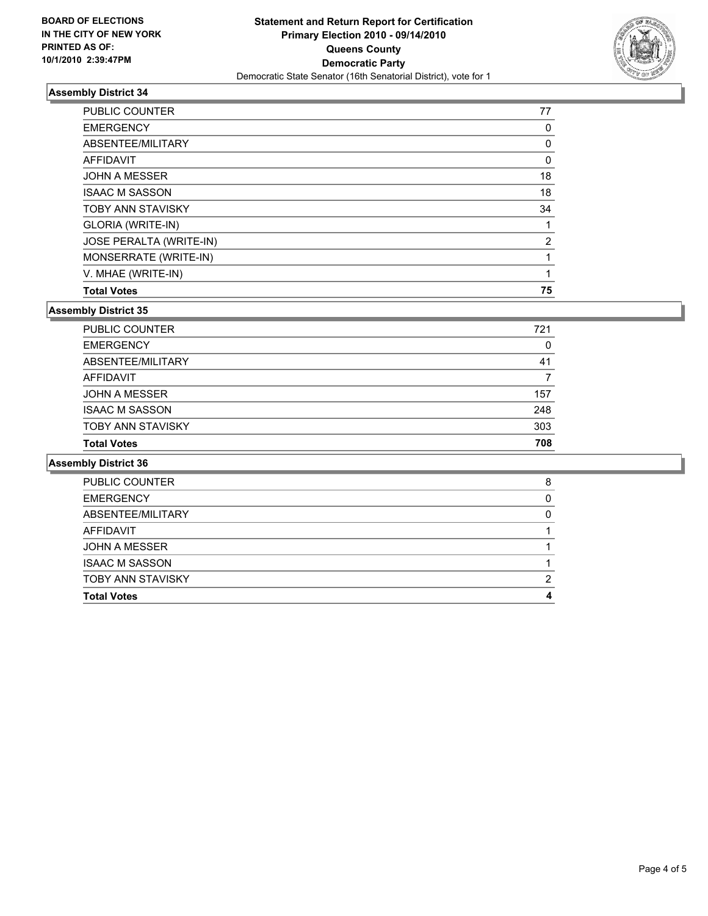**BOARD OF ELECTIONS IN THE CITY OF NEW YORK PRINTED AS OF: 10/1/2010 2:39:47PM**

**Statement and Return Report for Certification**
**Primary Election 2010 - 09/14/2010**
**Queens County**
**Democratic Party**
Democratic State Senator (16th Senatorial District), vote for 1

### Assembly District 34

| | |
|---|---|
| PUBLIC COUNTER | 77 |
| EMERGENCY | 0 |
| ABSENTEE/MILITARY | 0 |
| AFFIDAVIT | 0 |
| JOHN A MESSER | 18 |
| ISAAC M SASSON | 18 |
| TOBY ANN STAVISKY | 34 |
| GLORIA (WRITE-IN) | 1 |
| JOSE PERALTA (WRITE-IN) | 2 |
| MONSERRATE (WRITE-IN) | 1 |
| V. MHAE (WRITE-IN) | 1 |
| **Total Votes** | **75** |

### Assembly District 35

| | |
|---|---|
| PUBLIC COUNTER | 721 |
| EMERGENCY | 0 |
| ABSENTEE/MILITARY | 41 |
| AFFIDAVIT | 7 |
| JOHN A MESSER | 157 |
| ISAAC M SASSON | 248 |
| TOBY ANN STAVISKY | 303 |
| **Total Votes** | **708** |

### Assembly District 36

| | |
|---|---|
| PUBLIC COUNTER | 8 |
| EMERGENCY | 0 |
| ABSENTEE/MILITARY | 0 |
| AFFIDAVIT | 1 |
| JOHN A MESSER | 1 |
| ISAAC M SASSON | 1 |
| TOBY ANN STAVISKY | 2 |
| **Total Votes** | **4** |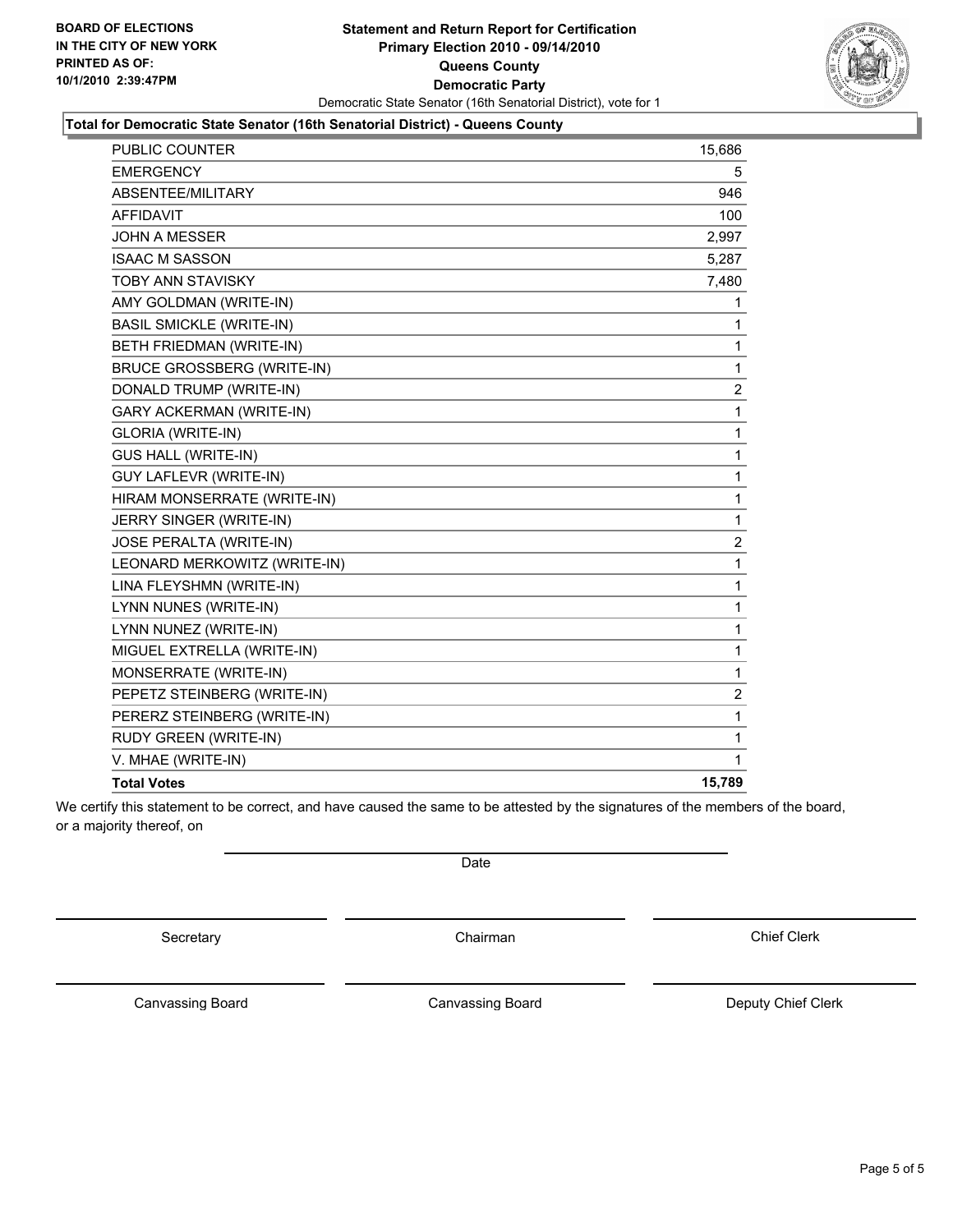BOARD OF ELECTIONS
IN THE CITY OF NEW YORK
PRINTED AS OF:
10/1/2010 2:39:47PM

**Statement and Return Report for Certification**
**Primary Election 2010 - 09/14/2010**
**Queens County**
**Democratic Party**
Democratic State Senator (16th Senatorial District), vote for 1

**Total for Democratic State Senator (16th Senatorial District) - Queens County**

| | |
|---|---|
| PUBLIC COUNTER | 15,686 |
| EMERGENCY | 5 |
| ABSENTEE/MILITARY | 946 |
| AFFIDAVIT | 100 |
| JOHN A MESSER | 2,997 |
| ISAAC M SASSON | 5,287 |
| TOBY ANN STAVISKY | 7,480 |
| AMY GOLDMAN (WRITE-IN) | 1 |
| BASIL SMICKLE (WRITE-IN) | 1 |
| BETH FRIEDMAN (WRITE-IN) | 1 |
| BRUCE GROSSBERG (WRITE-IN) | 1 |
| DONALD TRUMP (WRITE-IN) | 2 |
| GARY ACKERMAN (WRITE-IN) | 1 |
| GLORIA (WRITE-IN) | 1 |
| GUS HALL (WRITE-IN) | 1 |
| GUY LAFLEVR (WRITE-IN) | 1 |
| HIRAM MONSERRATE (WRITE-IN) | 1 |
| JERRY SINGER (WRITE-IN) | 1 |
| JOSE PERALTA (WRITE-IN) | 2 |
| LEONARD MERKOWITZ (WRITE-IN) | 1 |
| LINA FLEYSHMN (WRITE-IN) | 1 |
| LYNN NUNES (WRITE-IN) | 1 |
| LYNN NUNEZ (WRITE-IN) | 1 |
| MIGUEL EXTRELLA (WRITE-IN) | 1 |
| MONSERRATE (WRITE-IN) | 1 |
| PEPETZ STEINBERG (WRITE-IN) | 2 |
| PERERZ STEINBERG (WRITE-IN) | 1 |
| RUDY GREEN (WRITE-IN) | 1 |
| V. MHAE (WRITE-IN) | 1 |
| **Total Votes** | **15,789** |

We certify this statement to be correct, and have caused the same to be attested by the signatures of the members of the board, or a majority thereof, on

Date

Secretary | Chairman | Chief Clerk

Canvassing Board | Canvassing Board | Deputy Chief Clerk